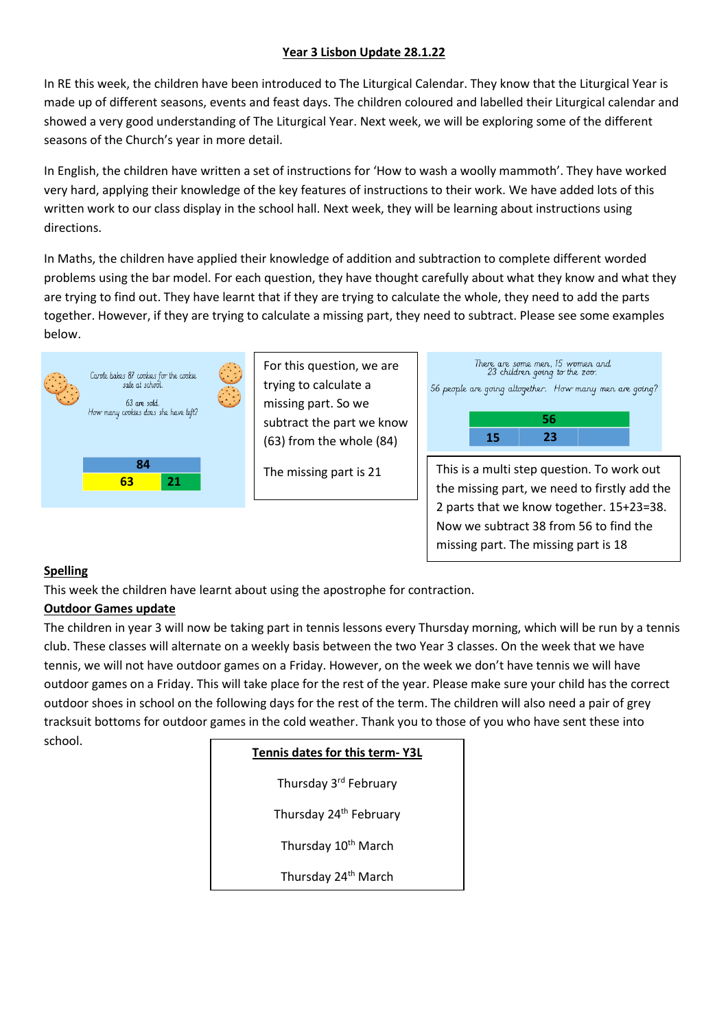# Year 3 Lisbon Update 28.1.22

In RE this week, the children have been introduced to The Liturgical Calendar. They know that the Liturgical Year is made up of different seasons, events and feast days. The children coloured and labelled their Liturgical calendar and showed a very good understanding of The Liturgical Year. Next week, we will be exploring some of the different seasons of the Church's year in more detail.

In English, the children have written a set of instructions for 'How to wash a woolly mammoth'. They have worked very hard, applying their knowledge of the key features of instructions to their work. We have added lots of this written work to our class display in the school hall. Next week, they will be learning about instructions using directions.

In Maths, the children have applied their knowledge of addition and subtraction to complete different worded problems using the bar model. For each question, they have thought carefully about what they know and what they are trying to find out. They have learnt that if they are trying to calculate the whole, they need to add the parts together. However, if they are trying to calculate a missing part, they need to subtract. Please see some examples below.

Carole bakes 87 cookies for the cookie sale at school.

63 are sold.
How many cookies does she have left?

| 84 | |
|---|---|
| 63 | 21 |

For this question, we are trying to calculate a missing part. So we subtract the part we know (63) from the whole (84)

The missing part is 21

There are some men, 15 women and 23 children going to the zoo.

56 people are going altogether. How many men are going?

| 56 | | |
|---|---|---|
| 15 | 23 | |

This is a multi step question. To work out the missing part, we need to firstly add the 2 parts that we know together. 15+23=38. Now we subtract 38 from 56 to find the missing part. The missing part is 18

## Spelling

This week the children have learnt about using the apostrophe for contraction.

## Outdoor Games update

The children in year 3 will now be taking part in tennis lessons every Thursday morning, which will be run by a tennis club. These classes will alternate on a weekly basis between the two Year 3 classes. On the week that we have tennis, we will not have outdoor games on a Friday. However, on the week we don't have tennis we will have outdoor games on a Friday. This will take place for the rest of the year. Please make sure your child has the correct outdoor shoes in school on the following days for the rest of the term. The children will also need a pair of grey tracksuit bottoms for outdoor games in the cold weather. Thank you to those of you who have sent these into school.

| Tennis dates for this term- Y3L |
|---|
| Thursday 3rd February |
| Thursday 24th February |
| Thursday 10th March |
| Thursday 24th March |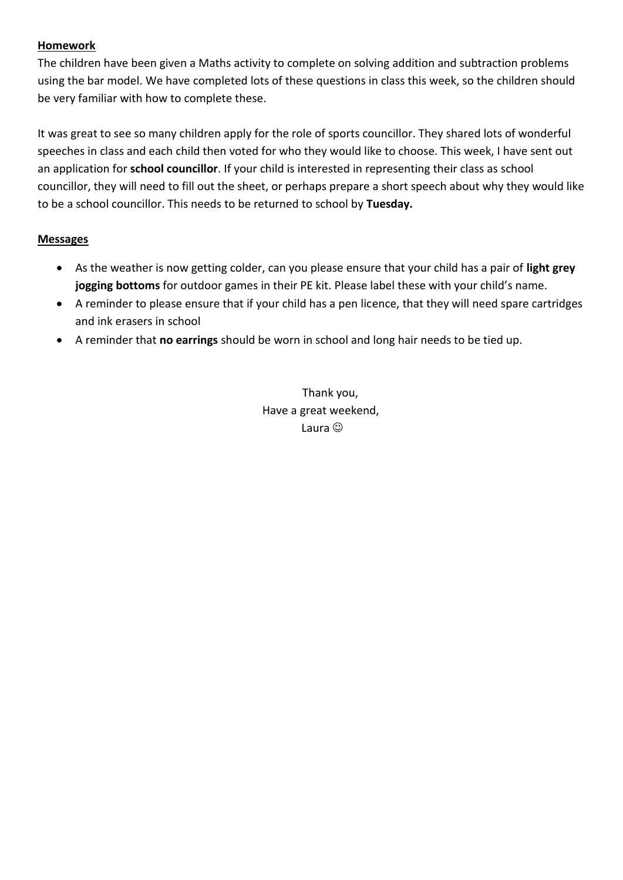**Homework**

The children have been given a Maths activity to complete on solving addition and subtraction problems using the bar model. We have completed lots of these questions in class this week, so the children should be very familiar with how to complete these.

It was great to see so many children apply for the role of sports councillor. They shared lots of wonderful speeches in class and each child then voted for who they would like to choose. This week, I have sent out an application for **school councillor**. If your child is interested in representing their class as school councillor, they will need to fill out the sheet, or perhaps prepare a short speech about why they would like to be a school councillor. This needs to be returned to school by **Tuesday.**

**Messages**

- As the weather is now getting colder, can you please ensure that your child has a pair of **light grey jogging bottoms** for outdoor games in their PE kit. Please label these with your child's name.
- A reminder to please ensure that if your child has a pen licence, that they will need spare cartridges and ink erasers in school
- A reminder that **no earrings** should be worn in school and long hair needs to be tied up.

Thank you,
Have a great weekend,
Laura ☺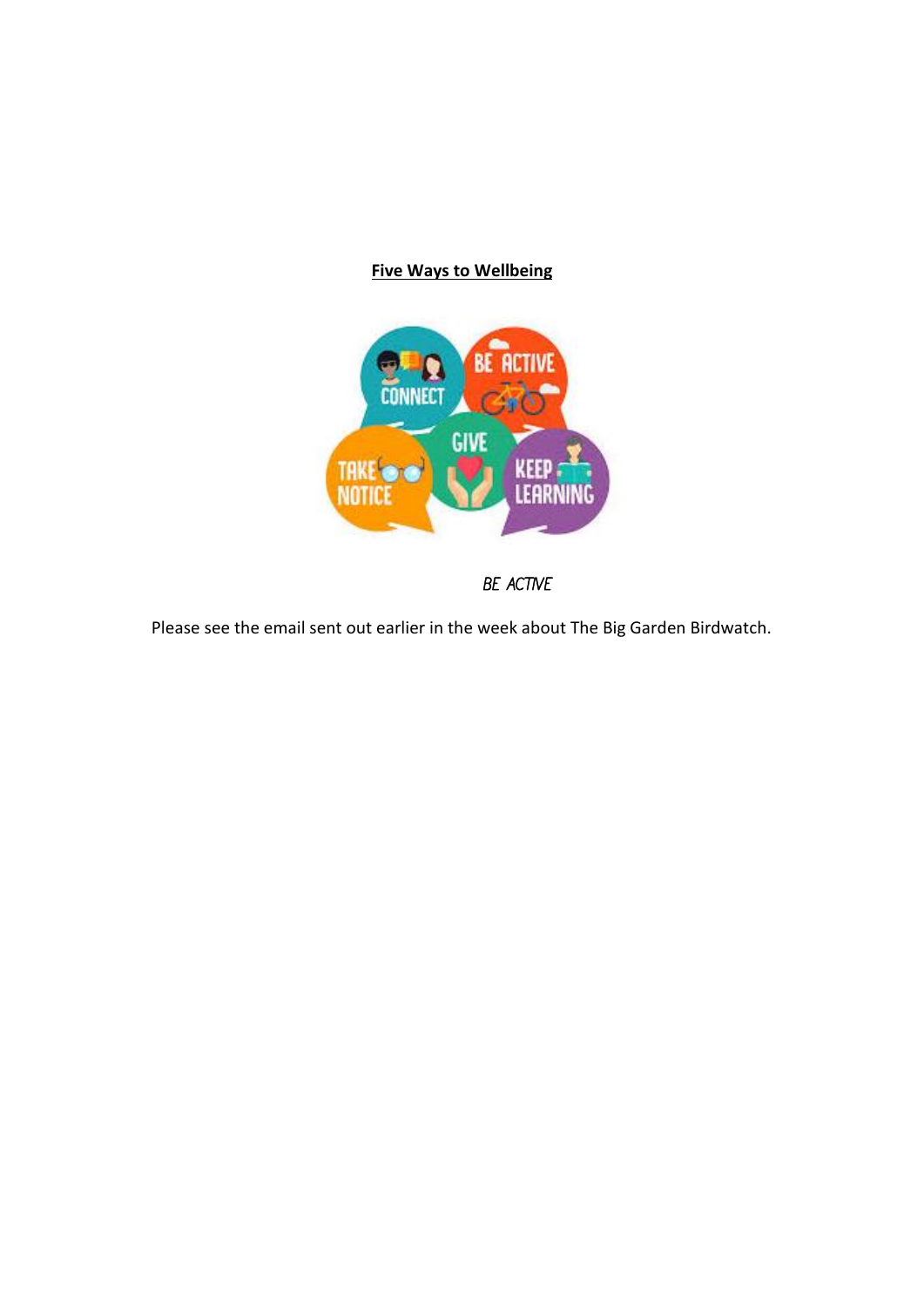**Five Ways to Wellbeing**

*BE ACTIVE*

Please see the email sent out earlier in the week about The Big Garden Birdwatch.